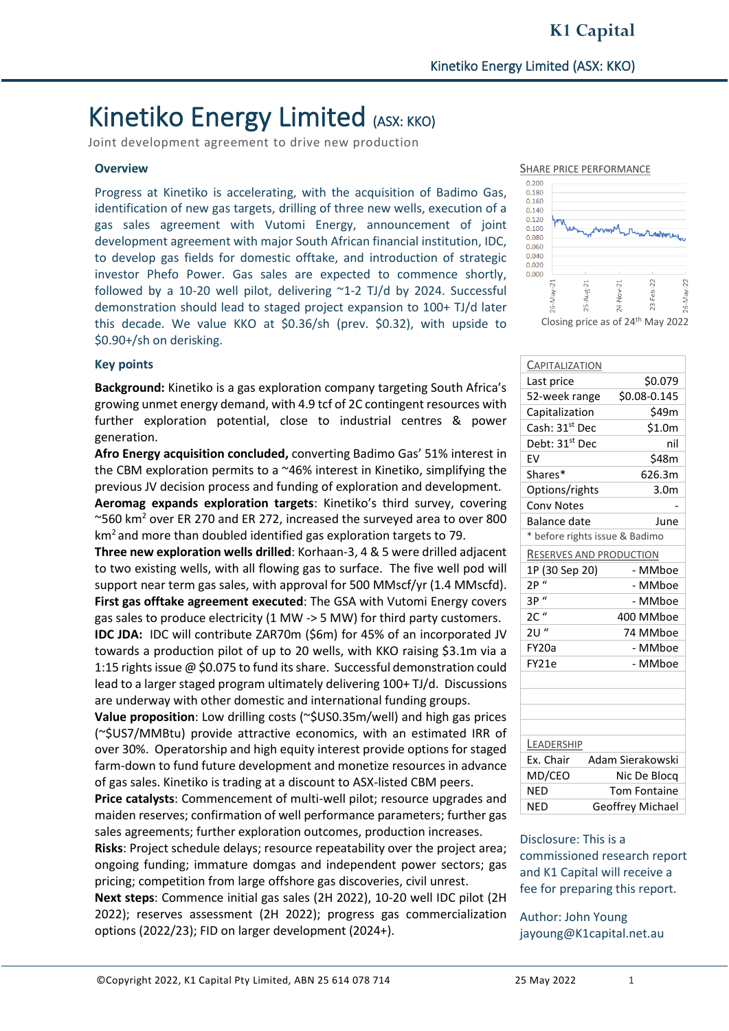# Kinetiko Energy Limited (ASX: KKO)

Joint development agreement to drive new production

## Overview

Progress at Kinetiko is accelerating, with the acquisition of Badimo Gas, identification of new gas targets, drilling of three new wells, execution of a gas sales agreement with Vutomi Energy, announcement of joint development agreement with major South African financial institution, IDC, to develop gas fields for domestic offtake, and introduction of strategic investor Phefo Power. Gas sales are expected to commence shortly, followed by a 10-20 well pilot, delivering ~1-2 TJ/d by 2024. Successful demonstration should lead to staged project expansion to 100+ TJ/d later this decade. We value KKO at $0.36/sh (prev. $0.32), with upside to $0.90+/sh on derisking.

## Key points

**Background:** Kinetiko is a gas exploration company targeting South Africa's growing unmet energy demand, with 4.9 tcf of 2C contingent resources with further exploration potential, close to industrial centres & power generation.

**Afro Energy acquisition concluded,** converting Badimo Gas' 51% interest in the CBM exploration permits to a ~46% interest in Kinetiko, simplifying the previous JV decision process and funding of exploration and development.

**Aeromag expands exploration targets**: Kinetiko's third survey, covering ~560 km$^2$ over ER 270 and ER 272, increased the surveyed area to over 800 km$^2$ and more than doubled identified gas exploration targets to 79.

**Three new exploration wells drilled**: Korhaan-3, 4 & 5 were drilled adjacent to two existing wells, with all flowing gas to surface. The five well pod will support near term gas sales, with approval for 500 MMscf/yr (1.4 MMscfd).

**First gas offtake agreement executed**: The GSA with Vutomi Energy covers gas sales to produce electricity (1 MW -> 5 MW) for third party customers.

**IDC JDA:** IDC will contribute ZAR70m ($6m) for 45% of an incorporated JV towards a production pilot of up to 20 wells, with KKO raising $3.1m via a 1:15 rights issue @ $0.075 to fund its share. Successful demonstration could lead to a larger staged program ultimately delivering 100+ TJ/d. Discussions are underway with other domestic and international funding groups.

**Value proposition**: Low drilling costs (~$US0.35m/well) and high gas prices (~$US7/MMBtu) provide attractive economics, with an estimated IRR of over 30%. Operatorship and high equity interest provide options for staged farm-down to fund future development and monetize resources in advance of gas sales. Kinetiko is trading at a discount to ASX-listed CBM peers.

**Price catalysts**: Commencement of multi-well pilot; resource upgrades and maiden reserves; confirmation of well performance parameters; further gas sales agreements; further exploration outcomes, production increases.

**Risks**: Project schedule delays; resource repeatability over the project area; ongoing funding; immature domgas and independent power sectors; gas pricing; competition from large offshore gas discoveries, civil unrest.

**Next steps**: Commence initial gas sales (2H 2022), 10-20 well IDC pilot (2H 2022); reserves assessment (2H 2022); progress gas commercialization options (2022/23); FID on larger development (2024+).

### Share price performance

Closing price as of 24th May 2022

| Capitalization | |
|---|---|
| Last price | $0.079 |
| 52-week range | $0.08-0.145 |
| Capitalization | $49m |
| Cash: 31st Dec | $1.0m |
| Debt: 31st Dec | nil |
| EV | $48m |
| Shares* | 626.3m |
| Options/rights | 3.0m |
| Conv Notes | - |
| Balance date | June |

\* before rights issue & Badimo

| Reserves and production | |
|---|---|
| 1P (30 Sep 20) | - MMboe |
| 2P " | - MMboe |
| 3P " | - MMboe |
| 2C " | 400 MMboe |
| 2U " | 74 MMboe |
| FY20a | - MMboe |
| FY21e | - MMboe |

| Leadership | |
|---|---|
| Ex. Chair | Adam Sierakowski |
| MD/CEO | Nic De Blocq |
| NED | Tom Fontaine |
| NED | Geoffrey Michael |

Disclosure: This is a commissioned research report and K1 Capital will receive a fee for preparing this report.

Author: John Young
jayoung@K1capital.net.au

©Copyright 2022, K1 Capital Pty Limited, ABN 25 614 078 714 — 25 May 2022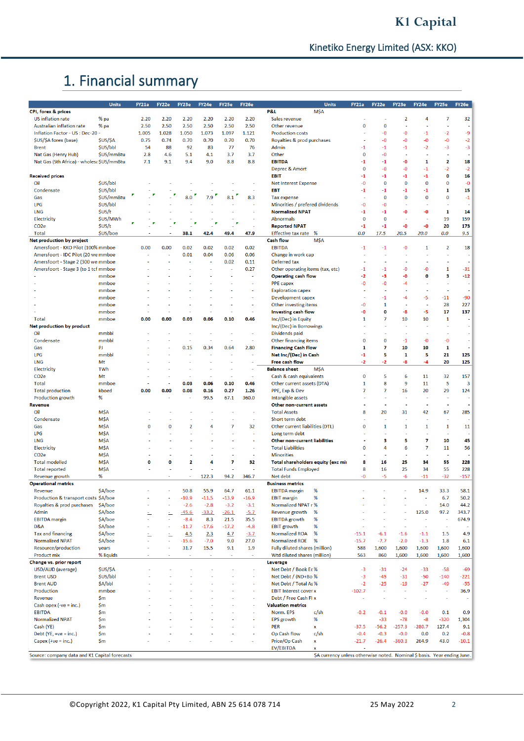# 1. Financial summary

| | Units | FY21a | FY22e | FY23e | FY24e | FY25e | FY26e |
|---|---|---|---|---|---|---|---|
| **CPI, forex & prices** | | | | | | | |
| US inflation rate | % pa | 2.20 | 2.20 | 2.20 | 2.20 | 2.20 | 2.20 |
| Australian inflation rate | % pa | 2.50 | 2.50 | 2.50 | 2.50 | 2.50 | 2.50 |
| Inflation Factor - US : Dec-20 | - | 1.005 | 1.028 | 1.050 | 1.073 | 1.097 | 1.121 |
| $US/$A forex (base) | $US/$A | 0.75 | 0.74 | 0.70 | 0.70 | 0.70 | 0.70 |
| Brent | $US/bbl | 54 | 88 | 92 | 83 | 77 | 76 |
| Nat Gas (Henry Hub) | $US/mmBtu | 2.8 | 4.6 | 5.1 | 4.1 | 3.7 | 3.7 |
| Nat Gas (Sth Africa) - wholesale | $US/mmBtu | 7.1 | 9.1 | 9.4 | 9.0 | 8.8 | 8.8 |
| **Received prices** | | | | | | | |
| Oil | $US/bbl | - | - | - | - | - | - |
| Condensate | $US/bbl | - | - | - | - | - | - |
| Gas | $US/mmBtu | - | - | 8.0 | 7.9 | 8.1 | 8.3 |
| LPG | $US/bbl | - | - | - | - | - | - |
| LNG | $US/t | - | - | - | - | - | - |
| Electricity | $US/MWh | - | - | - | - | - | - |
| CO2e | $US/t | - | - | - | - | - | - |
| Total | $US/boe | - | - | 38.1 | 42.4 | 49.4 | 47.9 |
| **Net production by project** | | | | | | | |
| Amersfoort - KKO Pilot (100% | mmboe | 0.00 | 0.00 | 0.02 | 0.02 | 0.02 | 0.02 |
| Amersfoort - IDC Pilot (20 we | mmboe | - | - | 0.01 | 0.04 | 0.06 | 0.06 |
| Amersfoort - Stage 2 (300 we | mmboe | - | - | - | - | 0.02 | 0.11 |
| Amersfoort - Stage 3 (to 1 tcf | mmboe | - | - | - | - | - | 0.27 |
| - | mmboe | - | - | - | - | - | - |
| - | mmboe | - | - | - | - | - | - |
| - | mmboe | - | - | - | - | - | - |
| - | mmboe | - | - | - | - | - | - |
| - | mmboe | - | - | - | - | - | - |
| - | mmboe | - | - | - | - | - | - |
| Total | mmboe | 0.00 | 0.00 | 0.03 | 0.06 | 0.10 | 0.46 |
| **Net production by product** | | | | | | | |
| Oil | mmbbl | - | - | - | - | - | - |
| Condensate | mmbbl | - | - | - | - | - | - |
| Gas | PJ | - | - | 0.15 | 0.34 | 0.64 | 2.80 |
| LPG | mmbbl | - | - | - | - | - | - |
| LNG | Mt | - | - | - | - | - | - |
| Electricity | TWh | - | - | - | - | - | - |
| CO2e | Mt | - | - | - | - | - | - |
| Total | mmboe | - | - | 0.03 | 0.06 | 0.10 | 0.46 |
| Total production | kboed | 0.00 | 0.00 | 0.08 | 0.16 | 0.27 | 1.26 |
| Production growth | % | - | - | - | 99.5 | 67.1 | 360.0 |
| **Revenue** | | | | | | | |
| Oil | M$A | - | - | - | - | - | - |
| Condensate | M$A | - | - | - | - | - | - |
| Gas | M$A | 0 | 0 | 2 | 4 | 7 | 32 |
| LPG | M$A | - | - | - | - | - | - |
| LNG | M$A | - | - | - | - | - | - |
| Electricity | M$A | - | - | - | - | - | - |
| CO2e | M$A | - | - | - | - | - | - |
| Total modelled | M$A | 0 | 0 | 2 | 4 | 7 | 32 |
| Total reported | M$A | - | - | - | - | - | - |
| Revenue growth | % | - | - | - | 122.3 | 94.2 | 346.7 |
| **Operational metrics** | | | | | | | |
| Revenue | $A/boe | - | - | 50.8 | 55.9 | 64.7 | 61.1 |
| Production & transport costs | $A/boe | - | - | -10.9 | -11.5 | -13.9 | -16.9 |
| Royalties & prod purchases | $A/boe | - | - | -2.6 | -2.8 | -3.2 | -3.1 |
| Admin | $A/boe | - | - | -45.6 | -33.2 | -26.1 | -5.7 |
| EBITDA margin | $A/boe | - | - | -8.4 | 8.3 | 21.5 | 35.5 |
| D&A | $A/boe | - | - | -11.7 | -17.6 | -17.2 | -4.8 |
| Tax and financing | $A/boe | - | - | 4.5 | 2.3 | 4.7 | -3.7 |
| Normalized NPAT | $A/boe | - | - | -15.6 | -7.0 | 9.0 | 27.0 |
| Resource/production | years | - | - | 31.7 | 15.5 | 9.1 | 1.9 |
| Product mix | % liquids | - | - | - | - | - | - |
| **Change vs. prior report** | | | | | | | |
| USD/AUD (average) | $US/$A | - | - | - | - | - | - |
| Brent USD | $US/bbl | - | - | - | - | - | - |
| Brent AUD | $A/bbl | - | - | - | - | - | - |
| Production | mmboe | - | - | - | - | - | - |
| Revenue | $m | - | - | - | - | - | - |
| Cash opex (-ve = inc.) | $m | - | - | - | - | - | - |
| EBITDA | $m | - | - | - | - | - | - |
| Normalized NPAT | $m | - | - | - | - | - | - |
| Cash (YE) | $m | - | - | - | - | - | - |
| Debt (YE, +ve = inc.) | $m | - | - | - | - | - | - |
| Capex (+ve = inc.) | $m | - | - | - | - | - | - |

| | Units | FY21a | FY22e | FY23e | FY24e | FY25e | FY26e |
|---|---|---|---|---|---|---|---|
| **P&L** | M$A | | | | | | |
| Sales revenue | | - | - | 2 | 4 | 7 | 32 |
| Other revenue | | 0 | 0 | - | - | - | - |
| Production costs | | - | -0 | -0 | -1 | -2 | -9 |
| Royalties & prod purchases | | - | -0 | -0 | -0 | -0 | -2 |
| Admin | | -1 | -1 | -1 | -2 | -3 | -3 |
| Other | | 0 | -0 | - | - | - | - |
| **EBITDA** | | -1 | -1 | -0 | 1 | 2 | 18 |
| Deprec & Amort | | 0 | -0 | -0 | -1 | -2 | -2 |
| **EBIT** | | -1 | -1 | -1 | -1 | 0 | 16 |
| Net Interest Expense | | -0 | 0 | 0 | 0 | 0 | -0 |
| **EBT** | | -1 | -1 | -1 | -1 | 1 | 15 |
| Tax expense | | - | 0 | 0 | 0 | 0 | -1 |
| Minorities / prefered dividends | | -0 | -0 | - | - | - | - |
| **Normalized NPAT** | | -1 | -1 | -0 | -0 | 1 | 14 |
| Abnormals | | 0 | 0 | - | - | 19 | 159 |
| **Reported NPAT** | | -1 | -1 | -0 | -0 | 20 | 173 |
| Effective tax rate | % | 0.0 | 17.5 | 20.5 | 20.0 | 0.0 | 9.5 |
| **Cash flow** | M$A | | | | | | |
| EBITDA | | -1 | -1 | -0 | 1 | 2 | 18 |
| Change in work cap | | - | - | - | - | - | - |
| Deferred tax | | - | - | - | - | - | - |
| Other operating items (tax, etc) | | -1 | -1 | -0 | -0 | 1 | -31 |
| **Operating cash flow** | | -2 | -3 | -0 | 0 | 3 | -12 |
| PPE capex | | -0 | -0 | -4 | - | - | - |
| Exploration capex | | - | - | - | - | - | - |
| Development capex | | - | -1 | -4 | -5 | -11 | -90 |
| Other investing items | | -0 | 1 | - | - | 28 | 227 |
| **Investing cash flow** | | -0 | 0 | -8 | -5 | 17 | 137 |
| Inc/(Dec) in Equity | | 1 | 7 | 10 | 10 | 1 | - |
| Inc/(Dec) in Borrowings | | - | - | - | - | - | - |
| Dividends paid | | - | - | - | - | - | - |
| Other financing items | | 0 | 0 | -1 | -0 | -0 | - |
| **Financing Cash Flow** | | 1 | 7 | 10 | 10 | 1 | - |
| **Net Inc/(Dec) in Cash** | | -1 | 5 | 1 | 5 | 21 | 125 |
| **Free cash flow** | | -2 | -2 | -8 | -4 | 20 | 125 |
| **Balance sheet** | M$A | | | | | | |
| Cash & cash equivalents | | 0 | 5 | 6 | 11 | 32 | 157 |
| Other current assets (DTA) | | 1 | 8 | 9 | 11 | 5 | 3 |
| PPE, Exp & Dev | | 7 | 7 | 16 | 20 | 29 | 124 |
| Intangible assets | | - | - | - | - | - | - |
| **Other non-current assets** | | - | - | - | - | - | - |
| Total Assets | | 8 | 20 | 31 | 42 | 67 | 285 |
| Short term debt | | - | - | - | - | - | - |
| Other current liabilities (DTL) | | 0 | 1 | 1 | 1 | 1 | 11 |
| Long term debt | | - | - | - | - | - | - |
| **Other non-current liabilities** | | - | 3 | 5 | 7 | 10 | 45 |
| Total Liabilities | | 0 | 4 | 6 | 7 | 11 | 56 |
| Minorities | | - | - | - | - | - | - |
| **Total shareholders equity (exc mi** | | 8 | 16 | 25 | 34 | 55 | 228 |
| Total Funds Employed | | 8 | 16 | 25 | 34 | 55 | 228 |
| Net debt | | -0 | -5 | -6 | -11 | -32 | -157 |
| **Business metrics** | | | | | | | |
| EBITDA margin | % | - | - | - | 14.9 | 33.3 | 58.1 |
| EBIT margin | % | - | - | - | - | 6.7 | 50.2 |
| Normalized NPAT r | % | - | - | - | - | 14.0 | 44.2 |
| Revenue growth | % | - | - | - | 125.0 | 97.2 | 343.7 |
| EBITDA growth | % | - | - | - | - | - | 674.9 |
| EBIT growth | % | - | - | - | - | - | - |
| Normalized ROA | % | -15.1 | -6.1 | -1.6 | -1.1 | 1.5 | 4.9 |
| Normalized ROE | % | -15.7 | -7.7 | -2.0 | -1.3 | 1.8 | 6.1 |
| Fully diluted shares (million) | | 588 | 1,600 | 1,600 | 1,600 | 1,600 | 1,600 |
| Wtd diluted shares (million) | | 563 | 860 | 1,600 | 1,600 | 1,600 | 1,600 |
| **Leverage** | | | | | | | |
| Net Debt / Book Ec | % | -3 | -31 | -24 | -33 | -58 | -69 |
| Net Debt / (ND+Bo | % | -3 | -45 | -31 | -50 | -140 | -221 |
| Net Debt / Total As | % | -2 | -25 | -19 | -27 | -49 | -55 |
| EBIT Interest cover | x | -102.7 | - | - | - | - | 36.9 |
| Debt / Free Cash Fl | x | - | - | - | - | - | - |
| **Valuation metrics** | | | | | | | |
| Norm. EPS | c/sh | -0.2 | -0.1 | -0.0 | -0.0 | 0.1 | 0.9 |
| EPS growth | % | - | -33 | -78 | -8 | -320 | 1,304 |
| PER | x | -37.5 | -56.2 | -257.3 | -280.7 | 127.4 | 9.1 |
| Op Cash flow | c/sh | -0.4 | -0.3 | -0.0 | 0.0 | 0.2 | -0.8 |
| Price/Op Cash | x | -21.7 | -26.4 | -360.3 | 264.9 | 43.0 | -10.1 |
| EV/EBITDA | x | - | | | | | |

Source: company data and K1 Capital forecasts

$A currency unless otherwise noted. Nominal $ basis. Year ending June.

©Copyright 2022, K1 Capital Pty Limited, ABN 25 614 078 714 — 25 May 2022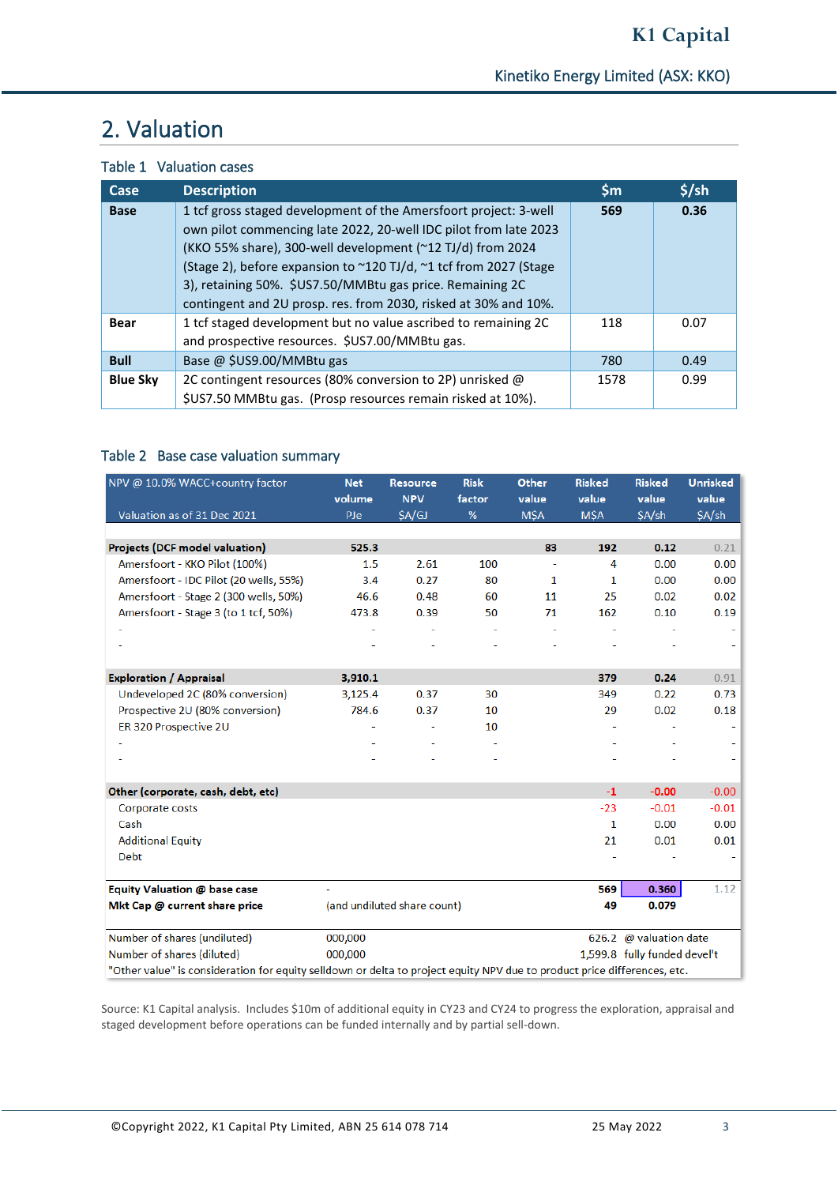## 2. Valuation

Table 1 Valuation cases

| Case | Description | $m | $/sh |
|---|---|---|---|
| **Base** | 1 tcf gross staged development of the Amersfoort project: 3-well own pilot commencing late 2022, 20-well IDC pilot from late 2023 (KKO 55% share), 300-well development (~12 TJ/d) from 2024 (Stage 2), before expansion to ~120 TJ/d, ~1 tcf from 2027 (Stage 3), retaining 50%. $US7.50/MMBtu gas price. Remaining 2C contingent and 2U prosp. res. from 2030, risked at 30% and 10%. | **569** | **0.36** |
| **Bear** | 1 tcf staged development but no value ascribed to remaining 2C and prospective resources. $US7.00/MMBtu gas. | 118 | 0.07 |
| **Bull** | Base @ $US9.00/MMBtu gas | 780 | 0.49 |
| **Blue Sky** | 2C contingent resources (80% conversion to 2P) unrisked @ $US7.50 MMBtu gas. (Prosp resources remain risked at 10%). | 1578 | 0.99 |

Table 2 Base case valuation summary

| NPV @ 10.0% WACC+country factor<br>Valuation as of 31 Dec 2021 | Net volume PJe | Resource NPV $A/GJ | Risk factor % | Other value M$A | Risked value M$A | Risked value $A/sh | Unrisked value $A/sh |
|---|---|---|---|---|---|---|---|
| **Projects (DCF model valuation)** | **525.3** | | | **83** | **192** | **0.12** | 0.21 |
| Amersfoort - KKO Pilot (100%) | 1.5 | 2.61 | 100 | - | 4 | 0.00 | 0.00 |
| Amersfoort - IDC Pilot (20 wells, 55%) | 3.4 | 0.27 | 80 | 1 | 1 | 0.00 | 0.00 |
| Amersfoort - Stage 2 (300 wells, 50%) | 46.6 | 0.48 | 60 | 11 | 25 | 0.02 | 0.02 |
| Amersfoort - Stage 3 (to 1 tcf, 50%) | 473.8 | 0.39 | 50 | 71 | 162 | 0.10 | 0.19 |
| - | - | - | - | - | - | - | - |
| - | - | - | - | - | - | - | - |
| **Exploration / Appraisal** | **3,910.1** | | | | **379** | **0.24** | 0.91 |
| Undeveloped 2C (80% conversion) | 3,125.4 | 0.37 | 30 | | 349 | 0.22 | 0.73 |
| Prospective 2U (80% conversion) | 784.6 | 0.37 | 10 | | 29 | 0.02 | 0.18 |
| ER 320 Prospective 2U | - | - | 10 | | - | - | - |
| - | - | - | - | | - | - | - |
| - | - | - | - | | - | - | - |
| **Other (corporate, cash, debt, etc)** | | | | | **-1** | **-0.00** | -0.00 |
| Corporate costs | | | | | -23 | -0.01 | -0.01 |
| Cash | | | | | 1 | 0.00 | 0.00 |
| Additional Equity | | | | | 21 | 0.01 | 0.01 |
| Debt | | | | | - | - | - |
| **Equity Valuation @ base case** | - | | | | **569** | **0.360** | 1.12 |
| **Mkt Cap @ current share price** | (and undiluted share count) | | | | **49** | **0.079** | |
| Number of shares (undiluted) | 000,000 | | | | 626.2 | @ valuation date | |
| Number of shares (diluted) | 000,000 | | | | 1,599.8 | fully funded devel't | |

"Other value" is consideration for equity selldown or delta to project equity NPV due to product price differences, etc.

Source: K1 Capital analysis. Includes $10m of additional equity in CY23 and CY24 to progress the exploration, appraisal and staged development before operations can be funded internally and by partial sell-down.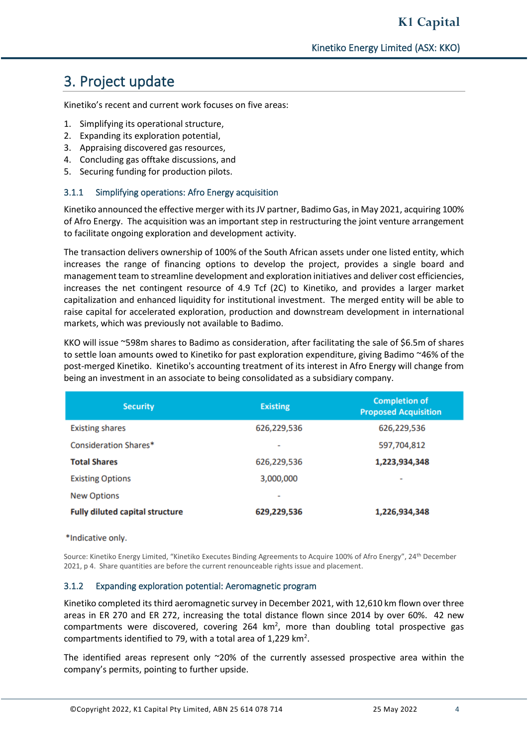## 3. Project update

Kinetiko's recent and current work focuses on five areas:

1. Simplifying its operational structure,
2. Expanding its exploration potential,
3. Appraising discovered gas resources,
4. Concluding gas offtake discussions, and
5. Securing funding for production pilots.

### 3.1.1 Simplifying operations: Afro Energy acquisition

Kinetiko announced the effective merger with its JV partner, Badimo Gas, in May 2021, acquiring 100% of Afro Energy. The acquisition was an important step in restructuring the joint venture arrangement to facilitate ongoing exploration and development activity.

The transaction delivers ownership of 100% of the South African assets under one listed entity, which increases the range of financing options to develop the project, provides a single board and management team to streamline development and exploration initiatives and deliver cost efficiencies, increases the net contingent resource of 4.9 Tcf (2C) to Kinetiko, and provides a larger market capitalization and enhanced liquidity for institutional investment. The merged entity will be able to raise capital for accelerated exploration, production and downstream development in international markets, which was previously not available to Badimo.

KKO will issue ~598m shares to Badimo as consideration, after facilitating the sale of $6.5m of shares to settle loan amounts owed to Kinetiko for past exploration expenditure, giving Badimo ~46% of the post-merged Kinetiko. Kinetiko's accounting treatment of its interest in Afro Energy will change from being an investment in an associate to being consolidated as a subsidiary company.

| Security | Existing | Completion of Proposed Acquisition |
|---|---|---|
| Existing shares | 626,229,536 | 626,229,536 |
| Consideration Shares* | - | 597,704,812 |
| **Total Shares** | 626,229,536 | **1,223,934,348** |
| Existing Options | 3,000,000 | - |
| New Options | - | |
| **Fully diluted capital structure** | **629,229,536** | **1,226,934,348** |

*Indicative only.

Source: Kinetiko Energy Limited, "Kinetiko Executes Binding Agreements to Acquire 100% of Afro Energy", 24th December 2021, p 4. Share quantities are before the current renounceable rights issue and placement.

### 3.1.2 Expanding exploration potential: Aeromagnetic program

Kinetiko completed its third aeromagnetic survey in December 2021, with 12,610 km flown over three areas in ER 270 and ER 272, increasing the total distance flown since 2014 by over 60%. 42 new compartments were discovered, covering 264 km$^2$, more than doubling total prospective gas compartments identified to 79, with a total area of 1,229 km$^2$.

The identified areas represent only ~20% of the currently assessed prospective area within the company's permits, pointing to further upside.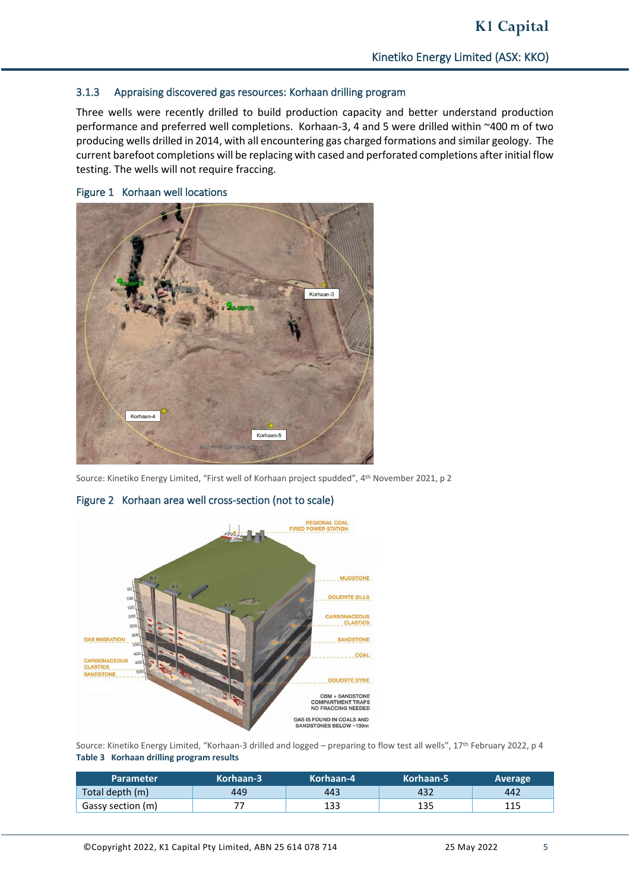### 3.1.3 Appraising discovered gas resources: Korhaan drilling program

Three wells were recently drilled to build production capacity and better understand production performance and preferred well completions. Korhaan-3, 4 and 5 were drilled within ~400 m of two producing wells drilled in 2014, with all encountering gas charged formations and similar geology. The current barefoot completions will be replacing with cased and perforated completions after initial flow testing. The wells will not require fraccing.

Figure 1 Korhaan well locations

Source: Kinetiko Energy Limited, "First well of Korhaan project spudded", 4th November 2021, p 2

Figure 2 Korhaan area well cross-section (not to scale)

Source: Kinetiko Energy Limited, "Korhaan-3 drilled and logged – preparing to flow test all wells", 17th February 2022, p 4

**Table 3 Korhaan drilling program results**

| Parameter | Korhaan-3 | Korhaan-4 | Korhaan-5 | Average |
|---|---|---|---|---|
| Total depth (m) | 449 | 443 | 432 | 442 |
| Gassy section (m) | 77 | 133 | 135 | 115 |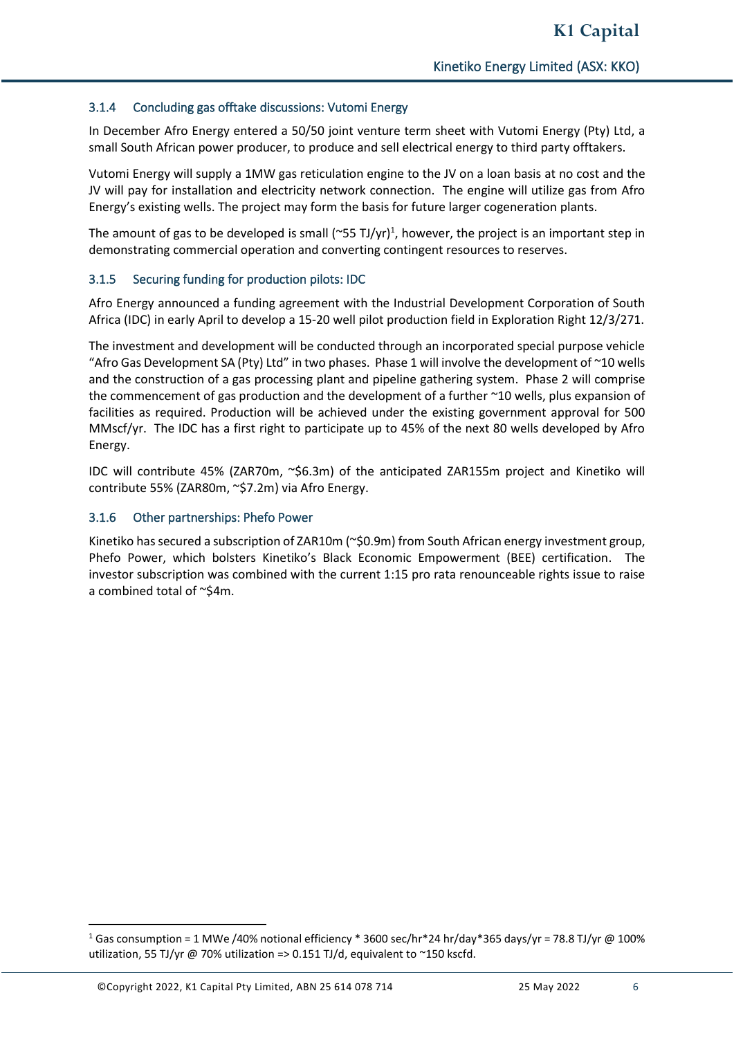### 3.1.4 Concluding gas offtake discussions: Vutomi Energy

In December Afro Energy entered a 50/50 joint venture term sheet with Vutomi Energy (Pty) Ltd, a small South African power producer, to produce and sell electrical energy to third party offtakers.

Vutomi Energy will supply a 1MW gas reticulation engine to the JV on a loan basis at no cost and the JV will pay for installation and electricity network connection. The engine will utilize gas from Afro Energy's existing wells. The project may form the basis for future larger cogeneration plants.

The amount of gas to be developed is small (~55 TJ/yr)[1], however, the project is an important step in demonstrating commercial operation and converting contingent resources to reserves.

### 3.1.5 Securing funding for production pilots: IDC

Afro Energy announced a funding agreement with the Industrial Development Corporation of South Africa (IDC) in early April to develop a 15-20 well pilot production field in Exploration Right 12/3/271.

The investment and development will be conducted through an incorporated special purpose vehicle "Afro Gas Development SA (Pty) Ltd" in two phases. Phase 1 will involve the development of ~10 wells and the construction of a gas processing plant and pipeline gathering system. Phase 2 will comprise the commencement of gas production and the development of a further ~10 wells, plus expansion of facilities as required. Production will be achieved under the existing government approval for 500 MMscf/yr. The IDC has a first right to participate up to 45% of the next 80 wells developed by Afro Energy.

IDC will contribute 45% (ZAR70m, ~$6.3m) of the anticipated ZAR155m project and Kinetiko will contribute 55% (ZAR80m, ~$7.2m) via Afro Energy.

### 3.1.6 Other partnerships: Phefo Power

Kinetiko has secured a subscription of ZAR10m (~$0.9m) from South African energy investment group, Phefo Power, which bolsters Kinetiko's Black Economic Empowerment (BEE) certification. The investor subscription was combined with the current 1:15 pro rata renounceable rights issue to raise a combined total of ~$4m.

---

[1] Gas consumption = 1 MWe /40% notional efficiency * 3600 sec/hr*24 hr/day*365 days/yr = 78.8 TJ/yr @ 100% utilization, 55 TJ/yr @ 70% utilization => 0.151 TJ/d, equivalent to ~150 kscfd.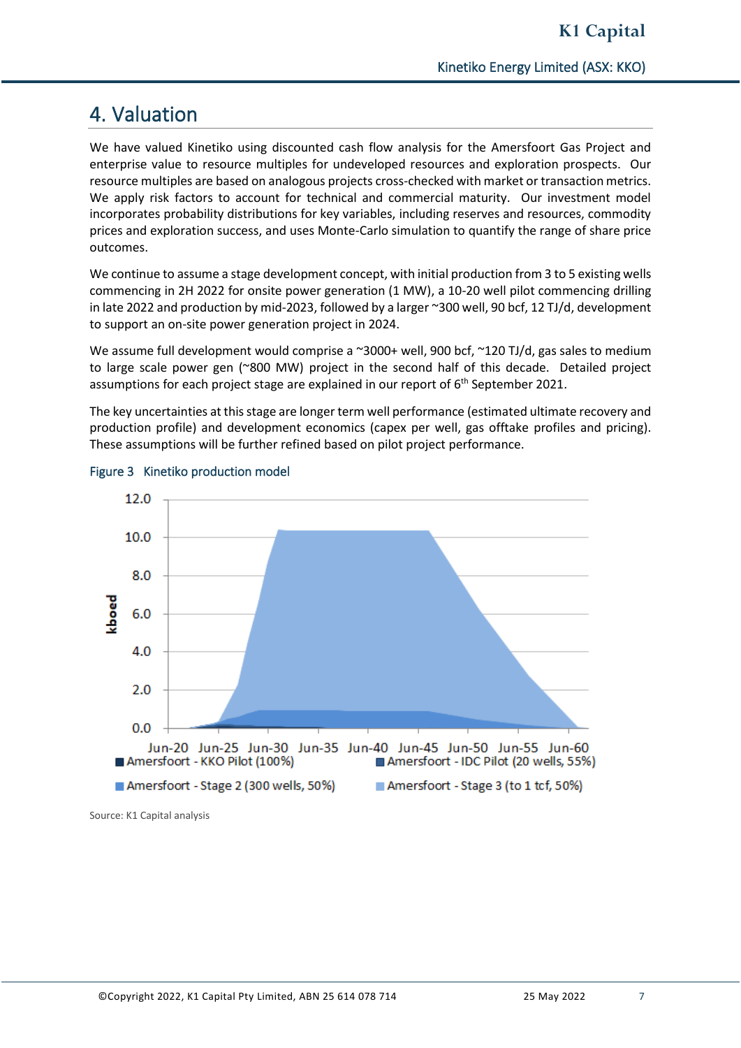# 4. Valuation

We have valued Kinetiko using discounted cash flow analysis for the Amersfoort Gas Project and enterprise value to resource multiples for undeveloped resources and exploration prospects. Our resource multiples are based on analogous projects cross-checked with market or transaction metrics. We apply risk factors to account for technical and commercial maturity. Our investment model incorporates probability distributions for key variables, including reserves and resources, commodity prices and exploration success, and uses Monte-Carlo simulation to quantify the range of share price outcomes.

We continue to assume a stage development concept, with initial production from 3 to 5 existing wells commencing in 2H 2022 for onsite power generation (1 MW), a 10-20 well pilot commencing drilling in late 2022 and production by mid-2023, followed by a larger ~300 well, 90 bcf, 12 TJ/d, development to support an on-site power generation project in 2024.

We assume full development would comprise a ~3000+ well, 900 bcf, ~120 TJ/d, gas sales to medium to large scale power gen (~800 MW) project in the second half of this decade. Detailed project assumptions for each project stage are explained in our report of 6th September 2021.

The key uncertainties at this stage are longer term well performance (estimated ultimate recovery and production profile) and development economics (capex per well, gas offtake profiles and pricing). These assumptions will be further refined based on pilot project performance.

Figure 3 Kinetiko production model

Source: K1 Capital analysis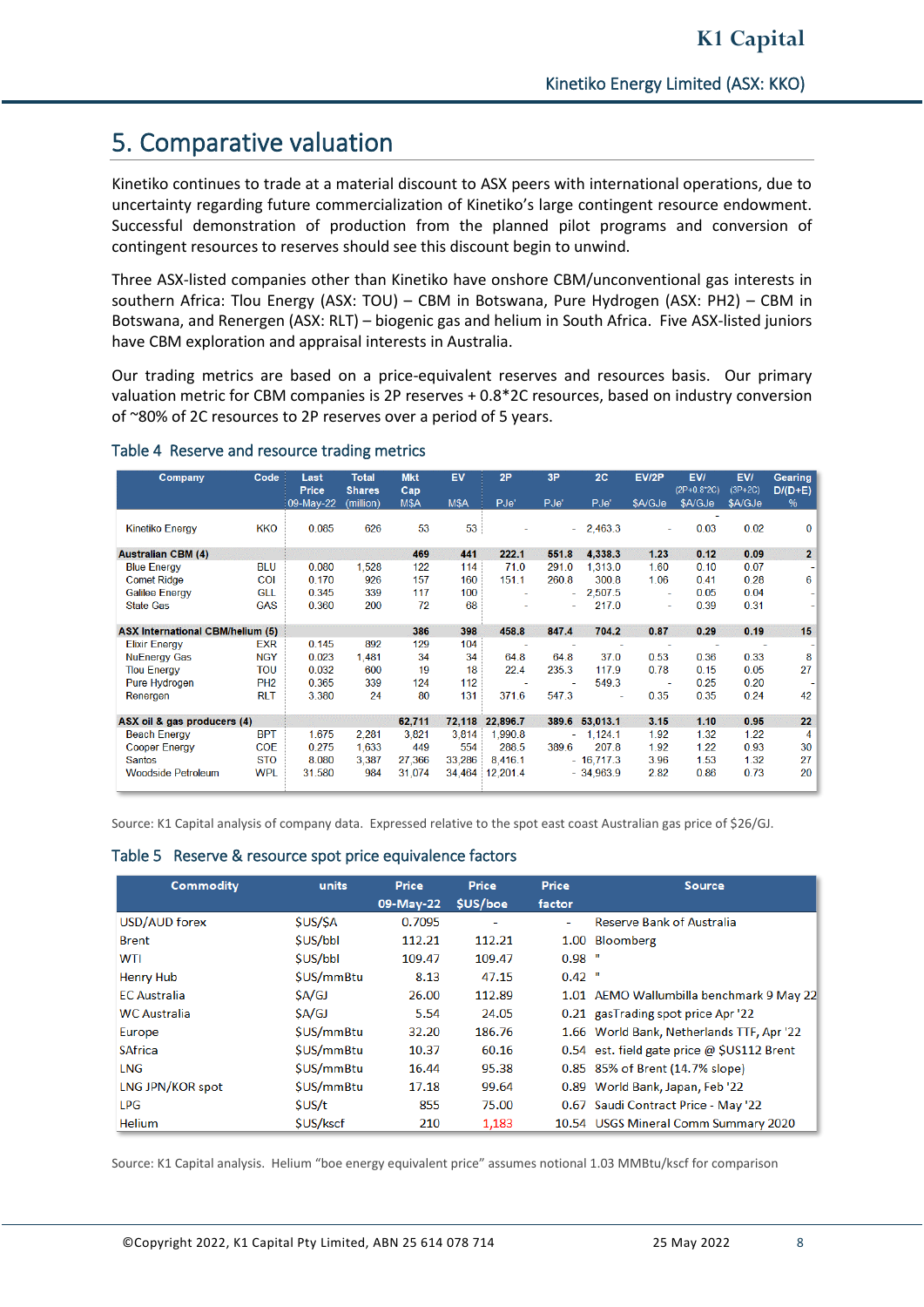# 5. Comparative valuation

Kinetiko continues to trade at a material discount to ASX peers with international operations, due to uncertainty regarding future commercialization of Kinetiko's large contingent resource endowment. Successful demonstration of production from the planned pilot programs and conversion of contingent resources to reserves should see this discount begin to unwind.

Three ASX-listed companies other than Kinetiko have onshore CBM/unconventional gas interests in southern Africa: Tlou Energy (ASX: TOU) – CBM in Botswana, Pure Hydrogen (ASX: PH2) – CBM in Botswana, and Renergen (ASX: RLT) – biogenic gas and helium in South Africa. Five ASX-listed juniors have CBM exploration and appraisal interests in Australia.

Our trading metrics are based on a price-equivalent reserves and resources basis. Our primary valuation metric for CBM companies is 2P reserves + 0.8*2C resources, based on industry conversion of ~80% of 2C resources to 2P reserves over a period of 5 years.

## Table 4 Reserve and resource trading metrics

| Company | Code | Last Price 09-May-22 | Total Shares (million) | Mkt Cap M$A | EV M$A | 2P PJe' | 3P PJe' | 2C PJe' | EV/2P $A/GJe | EV/ (2P+0.8*2C) $A/GJe | EV/ (3P+2C) $A/GJe | Gearing D/(D+E) % |
|---|---|---|---|---|---|---|---|---|---|---|---|---|
| Kinetiko Energy | KKO | 0.085 | 626 | 53 | 53 | - | - | 2,463.3 | - | 0.03 | 0.02 | 0 |
| **Australian CBM (4)** | | | | **469** | **441** | **222.1** | **551.8** | **4,338.3** | **1.23** | **0.12** | **0.09** | **2** |
| Blue Energy | BLU | 0.080 | 1,528 | 122 | 114 | 71.0 | 291.0 | 1,313.0 | 1.60 | 0.10 | 0.07 | - |
| Comet Ridge | COI | 0.170 | 926 | 157 | 160 | 151.1 | 260.8 | 300.8 | 1.06 | 0.41 | 0.28 | 6 |
| Galilee Energy | GLL | 0.345 | 339 | 117 | 100 | - | - | 2,507.5 | - | 0.05 | 0.04 | - |
| State Gas | GAS | 0.360 | 200 | 72 | 68 | - | - | 217.0 | - | 0.39 | 0.31 | - |
| **ASX International CBM/helium (5)** | | | | **386** | **398** | **458.8** | **847.4** | **704.2** | **0.87** | **0.29** | **0.19** | **15** |
| Elixir Energy | EXR | 0.145 | 892 | 129 | 104 | - | - | - | - | - | - | - |
| NuEnergy Gas | NGY | 0.023 | 1,481 | 34 | 34 | 64.8 | 64.8 | 37.0 | 0.53 | 0.36 | 0.33 | 8 |
| Tlou Energy | TOU | 0.032 | 600 | 19 | 18 | 22.4 | 235.3 | 117.9 | 0.78 | 0.15 | 0.05 | 27 |
| Pure Hydrogen | PH2 | 0.365 | 339 | 124 | 112 | - | - | 549.3 | - | 0.25 | 0.20 | - |
| Renergen | RLT | 3.380 | 24 | 80 | 131 | 371.6 | 547.3 | - | 0.35 | 0.35 | 0.24 | 42 |
| **ASX oil & gas producers (4)** | | | | **62,711** | **72,118** | **22,896.7** | **389.6** | **53,013.1** | **3.15** | **1.10** | **0.95** | **22** |
| Beach Energy | BPT | 1.675 | 2,281 | 3,821 | 3,814 | 1,990.8 | - | 1,124.1 | 1.92 | 1.32 | 1.22 | 4 |
| Cooper Energy | COE | 0.275 | 1,633 | 449 | 554 | 288.5 | 389.6 | 207.8 | 1.92 | 1.22 | 0.93 | 30 |
| Santos | STO | 8.080 | 3,387 | 27,366 | 33,286 | 8,416.1 | - | 16,717.3 | 3.96 | 1.53 | 1.32 | 27 |
| Woodside Petroleum | WPL | 31.580 | 984 | 31,074 | 34,464 | 12,201.4 | - | 34,963.9 | 2.82 | 0.86 | 0.73 | 20 |

Source: K1 Capital analysis of company data. Expressed relative to the spot east coast Australian gas price of $26/GJ.

## Table 5 Reserve & resource spot price equivalence factors

| Commodity | units | Price 09-May-22 | Price $US/boe | Price factor | Source |
|---|---|---|---|---|---|
| USD/AUD forex | $US/$A | 0.7095 | - | - | Reserve Bank of Australia |
| Brent | $US/bbl | 112.21 | 112.21 | 1.00 | Bloomberg |
| WTI | $US/bbl | 109.47 | 109.47 | 0.98 | " |
| Henry Hub | $US/mmBtu | 8.13 | 47.15 | 0.42 | " |
| EC Australia | $A/GJ | 26.00 | 112.89 | 1.01 | AEMO Wallumbilla benchmark 9 May 22 |
| WC Australia | $A/GJ | 5.54 | 24.05 | 0.21 | gasTrading spot price Apr '22 |
| Europe | $US/mmBtu | 32.20 | 186.76 | 1.66 | World Bank, Netherlands TTF, Apr '22 |
| SAfrica | $US/mmBtu | 10.37 | 60.16 | 0.54 | est. field gate price @ $US112 Brent |
| LNG | $US/mmBtu | 16.44 | 95.38 | 0.85 | 85% of Brent (14.7% slope) |
| LNG JPN/KOR spot | $US/mmBtu | 17.18 | 99.64 | 0.89 | World Bank, Japan, Feb '22 |
| LPG | $US/t | 855 | 75.00 | 0.67 | Saudi Contract Price - May '22 |
| Helium | $US/kscf | 210 | 1,183 | 10.54 | USGS Mineral Comm Summary 2020 |

Source: K1 Capital analysis. Helium "boe energy equivalent price" assumes notional 1.03 MMBtu/kscf for comparison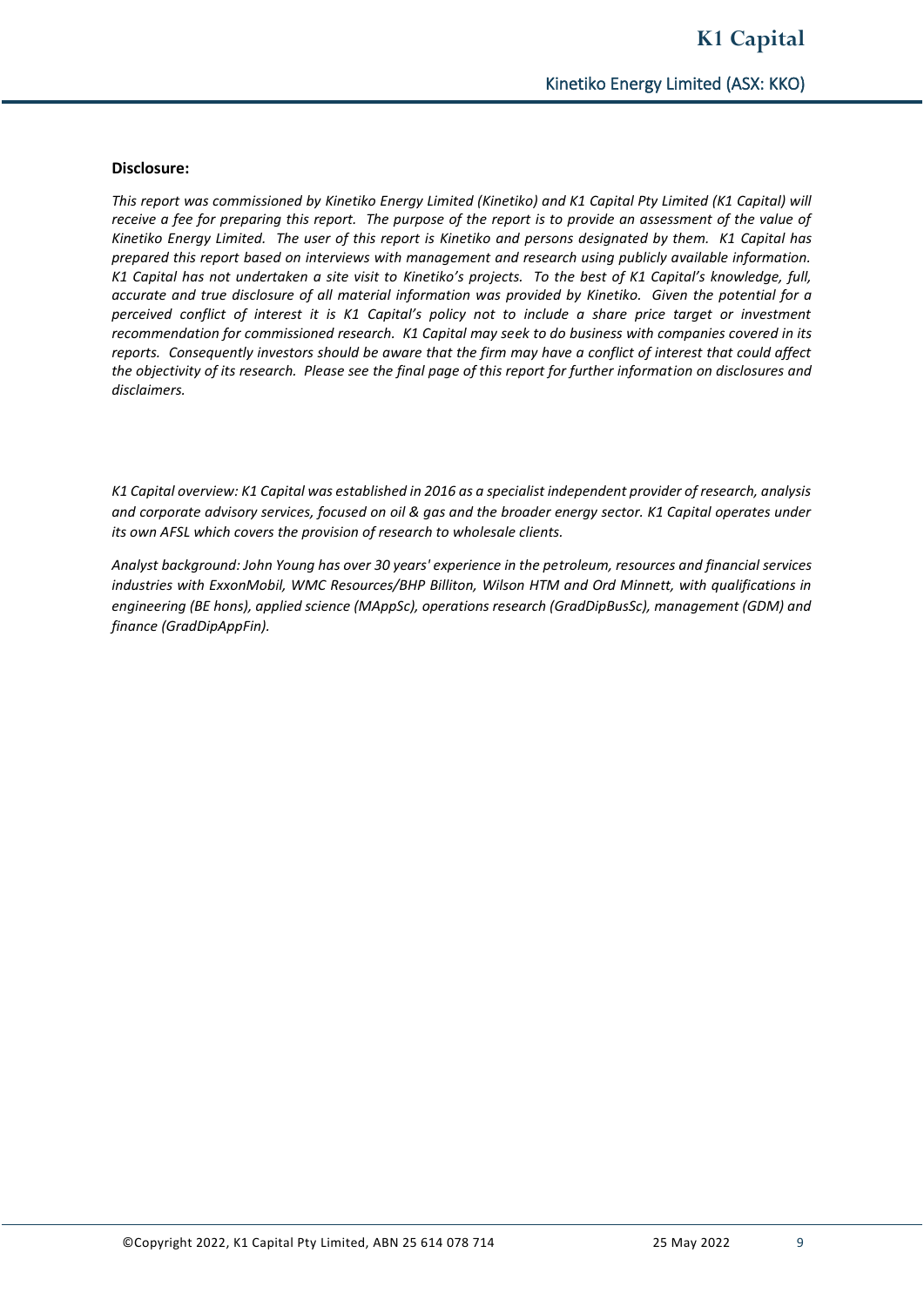**Disclosure:**

*This report was commissioned by Kinetiko Energy Limited (Kinetiko) and K1 Capital Pty Limited (K1 Capital) will receive a fee for preparing this report. The purpose of the report is to provide an assessment of the value of Kinetiko Energy Limited. The user of this report is Kinetiko and persons designated by them. K1 Capital has prepared this report based on interviews with management and research using publicly available information. K1 Capital has not undertaken a site visit to Kinetiko's projects. To the best of K1 Capital's knowledge, full, accurate and true disclosure of all material information was provided by Kinetiko. Given the potential for a perceived conflict of interest it is K1 Capital's policy not to include a share price target or investment recommendation for commissioned research. K1 Capital may seek to do business with companies covered in its reports. Consequently investors should be aware that the firm may have a conflict of interest that could affect the objectivity of its research. Please see the final page of this report for further information on disclosures and disclaimers.*

*K1 Capital overview: K1 Capital was established in 2016 as a specialist independent provider of research, analysis and corporate advisory services, focused on oil & gas and the broader energy sector. K1 Capital operates under its own AFSL which covers the provision of research to wholesale clients.*

*Analyst background: John Young has over 30 years' experience in the petroleum, resources and financial services industries with ExxonMobil, WMC Resources/BHP Billiton, Wilson HTM and Ord Minnett, with qualifications in engineering (BE hons), applied science (MAppSc), operations research (GradDipBusSc), management (GDM) and finance (GradDipAppFin).*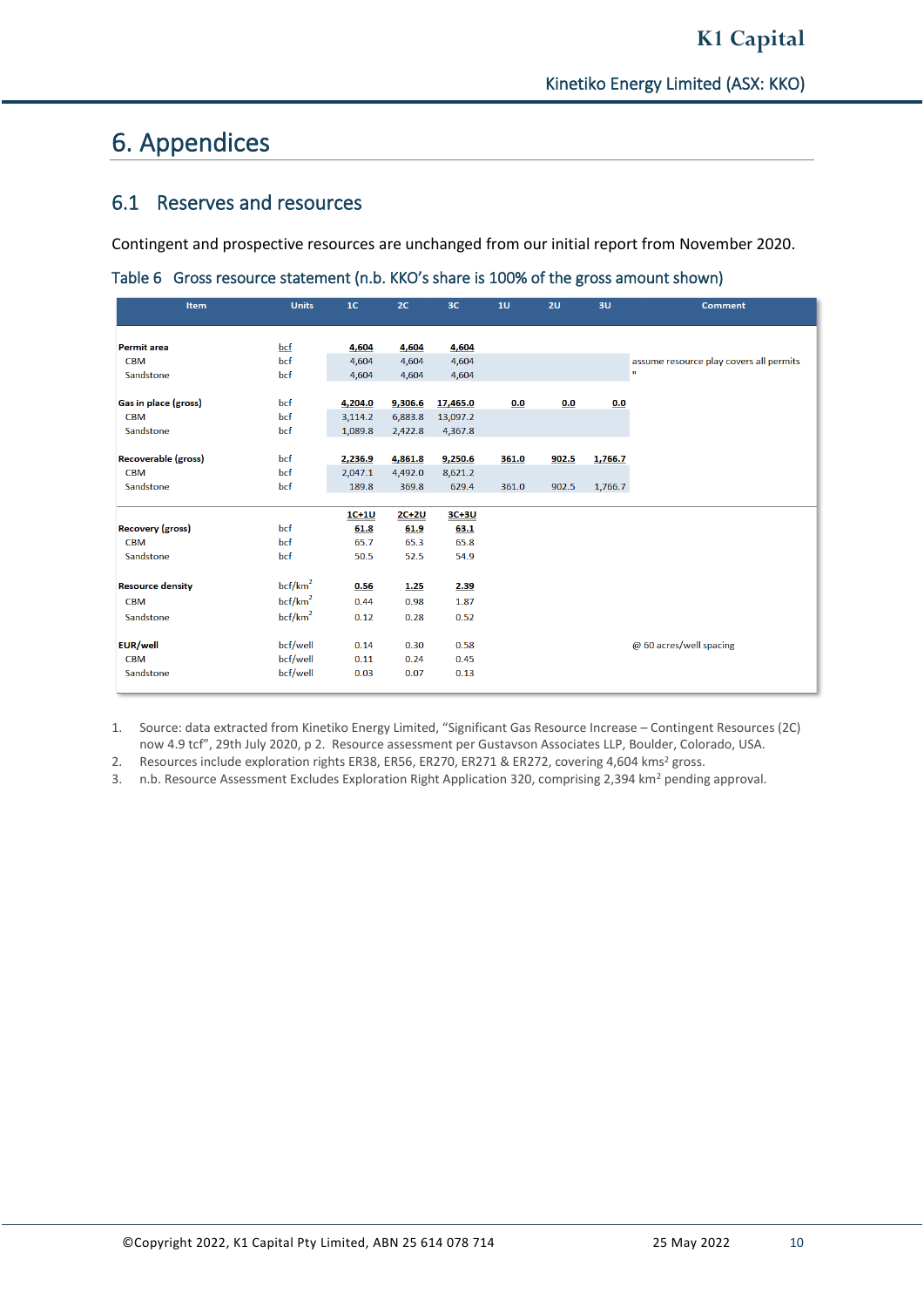# 6. Appendices

## 6.1 Reserves and resources

Contingent and prospective resources are unchanged from our initial report from November 2020.

Table 6 Gross resource statement (n.b. KKO's share is 100% of the gross amount shown)

| Item | Units | 1C | 2C | 3C | 1U | 2U | 3U | Comment |
|---|---|---|---|---|---|---|---|---|
| **Permit area** | bcf | **4,604** | **4,604** | **4,604** | | | | |
| CBM | bcf | 4,604 | 4,604 | 4,604 | | | | assume resource play covers all permits |
| Sandstone | bcf | 4,604 | 4,604 | 4,604 | | | | " |
| **Gas in place (gross)** | bcf | **4,204.0** | **9,306.6** | **17,465.0** | **0.0** | **0.0** | **0.0** | |
| CBM | bcf | 3,114.2 | 6,883.8 | 13,097.2 | | | | |
| Sandstone | bcf | 1,089.8 | 2,422.8 | 4,367.8 | | | | |
| **Recoverable (gross)** | bcf | **2,236.9** | **4,861.8** | **9,250.6** | **361.0** | **902.5** | **1,766.7** | |
| CBM | bcf | 2,047.1 | 4,492.0 | 8,621.2 | | | | |
| Sandstone | bcf | 189.8 | 369.8 | 629.4 | 361.0 | 902.5 | 1,766.7 | |
| | | **1C+1U** | **2C+2U** | **3C+3U** | | | | |
| **Recovery (gross)** | bcf | **61.8** | **61.9** | **63.1** | | | | |
| CBM | bcf | 65.7 | 65.3 | 65.8 | | | | |
| Sandstone | bcf | 50.5 | 52.5 | 54.9 | | | | |
| **Resource density** | bcf/km$^2$ | **0.56** | **1.25** | **2.39** | | | | |
| CBM | bcf/km$^2$ | 0.44 | 0.98 | 1.87 | | | | |
| Sandstone | bcf/km$^2$ | 0.12 | 0.28 | 0.52 | | | | |
| **EUR/well** | bcf/well | 0.14 | 0.30 | 0.58 | | | | @ 60 acres/well spacing |
| CBM | bcf/well | 0.11 | 0.24 | 0.45 | | | | |
| Sandstone | bcf/well | 0.03 | 0.07 | 0.13 | | | | |

1. Source: data extracted from Kinetiko Energy Limited, "Significant Gas Resource Increase – Contingent Resources (2C) now 4.9 tcf", 29th July 2020, p 2. Resource assessment per Gustavson Associates LLP, Boulder, Colorado, USA.
2. Resources include exploration rights ER38, ER56, ER270, ER271 & ER272, covering 4,604 kms$^2$ gross.
3. n.b. Resource Assessment Excludes Exploration Right Application 320, comprising 2,394 km$^2$ pending approval.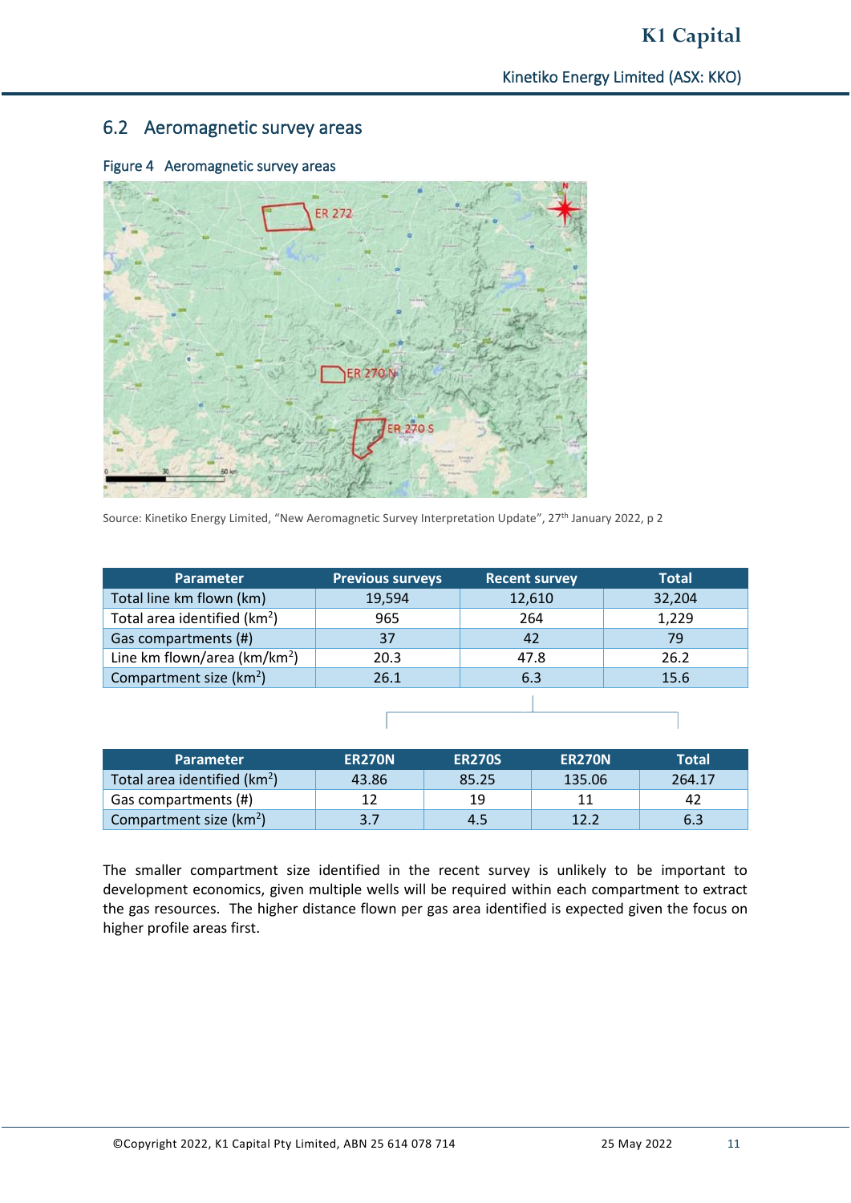## 6.2 Aeromagnetic survey areas

Figure 4 Aeromagnetic survey areas

Source: Kinetiko Energy Limited, "New Aeromagnetic Survey Interpretation Update", 27th January 2022, p 2

| Parameter | Previous surveys | Recent survey | Total |
|---|---|---|---|
| Total line km flown (km) | 19,594 | 12,610 | 32,204 |
| Total area identified (km$^2$) | 965 | 264 | 1,229 |
| Gas compartments (#) | 37 | 42 | 79 |
| Line km flown/area (km/km$^2$) | 20.3 | 47.8 | 26.2 |
| Compartment size (km$^2$) | 26.1 | 6.3 | 15.6 |

| Parameter | ER270N | ER270S | ER270N | Total |
|---|---|---|---|---|
| Total area identified (km$^2$) | 43.86 | 85.25 | 135.06 | 264.17 |
| Gas compartments (#) | 12 | 19 | 11 | 42 |
| Compartment size (km$^2$) | 3.7 | 4.5 | 12.2 | 6.3 |

The smaller compartment size identified in the recent survey is unlikely to be important to development economics, given multiple wells will be required within each compartment to extract the gas resources. The higher distance flown per gas area identified is expected given the focus on higher profile areas first.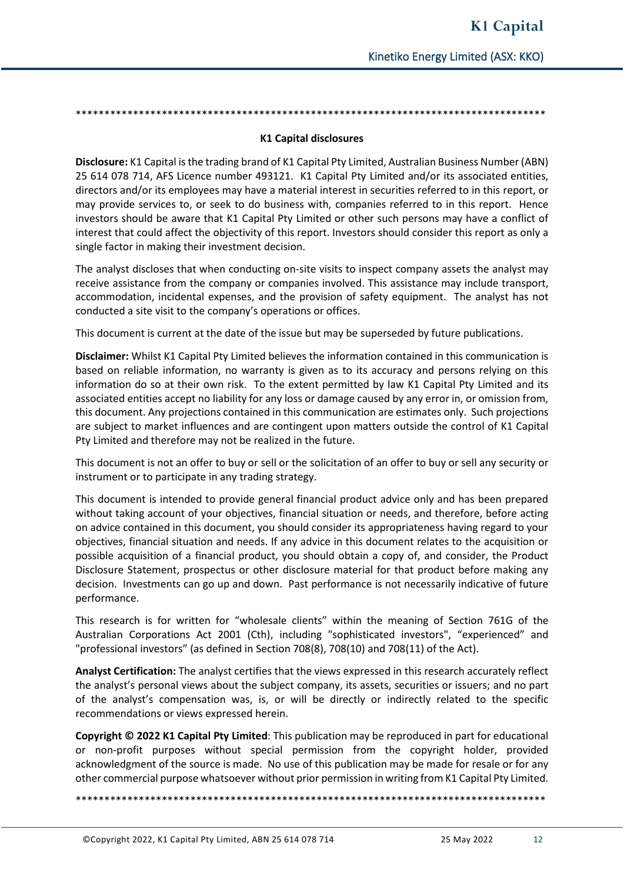************************************************************************************

**K1 Capital disclosures**

**Disclosure:** K1 Capital is the trading brand of K1 Capital Pty Limited, Australian Business Number (ABN) 25 614 078 714, AFS Licence number 493121. K1 Capital Pty Limited and/or its associated entities, directors and/or its employees may have a material interest in securities referred to in this report, or may provide services to, or seek to do business with, companies referred to in this report. Hence investors should be aware that K1 Capital Pty Limited or other such persons may have a conflict of interest that could affect the objectivity of this report. Investors should consider this report as only a single factor in making their investment decision.

The analyst discloses that when conducting on-site visits to inspect company assets the analyst may receive assistance from the company or companies involved. This assistance may include transport, accommodation, incidental expenses, and the provision of safety equipment. The analyst has not conducted a site visit to the company's operations or offices.

This document is current at the date of the issue but may be superseded by future publications.

**Disclaimer:** Whilst K1 Capital Pty Limited believes the information contained in this communication is based on reliable information, no warranty is given as to its accuracy and persons relying on this information do so at their own risk. To the extent permitted by law K1 Capital Pty Limited and its associated entities accept no liability for any loss or damage caused by any error in, or omission from, this document. Any projections contained in this communication are estimates only. Such projections are subject to market influences and are contingent upon matters outside the control of K1 Capital Pty Limited and therefore may not be realized in the future.

This document is not an offer to buy or sell or the solicitation of an offer to buy or sell any security or instrument or to participate in any trading strategy.

This document is intended to provide general financial product advice only and has been prepared without taking account of your objectives, financial situation or needs, and therefore, before acting on advice contained in this document, you should consider its appropriateness having regard to your objectives, financial situation and needs. If any advice in this document relates to the acquisition or possible acquisition of a financial product, you should obtain a copy of, and consider, the Product Disclosure Statement, prospectus or other disclosure material for that product before making any decision. Investments can go up and down. Past performance is not necessarily indicative of future performance.

This research is for written for "wholesale clients" within the meaning of Section 761G of the Australian Corporations Act 2001 (Cth), including "sophisticated investors", "experienced" and "professional investors" (as defined in Section 708(8), 708(10) and 708(11) of the Act).

**Analyst Certification:** The analyst certifies that the views expressed in this research accurately reflect the analyst's personal views about the subject company, its assets, securities or issuers; and no part of the analyst's compensation was, is, or will be directly or indirectly related to the specific recommendations or views expressed herein.

**Copyright © 2022 K1 Capital Pty Limited**: This publication may be reproduced in part for educational or non-profit purposes without special permission from the copyright holder, provided acknowledgment of the source is made. No use of this publication may be made for resale or for any other commercial purpose whatsoever without prior permission in writing from K1 Capital Pty Limited.

************************************************************************************